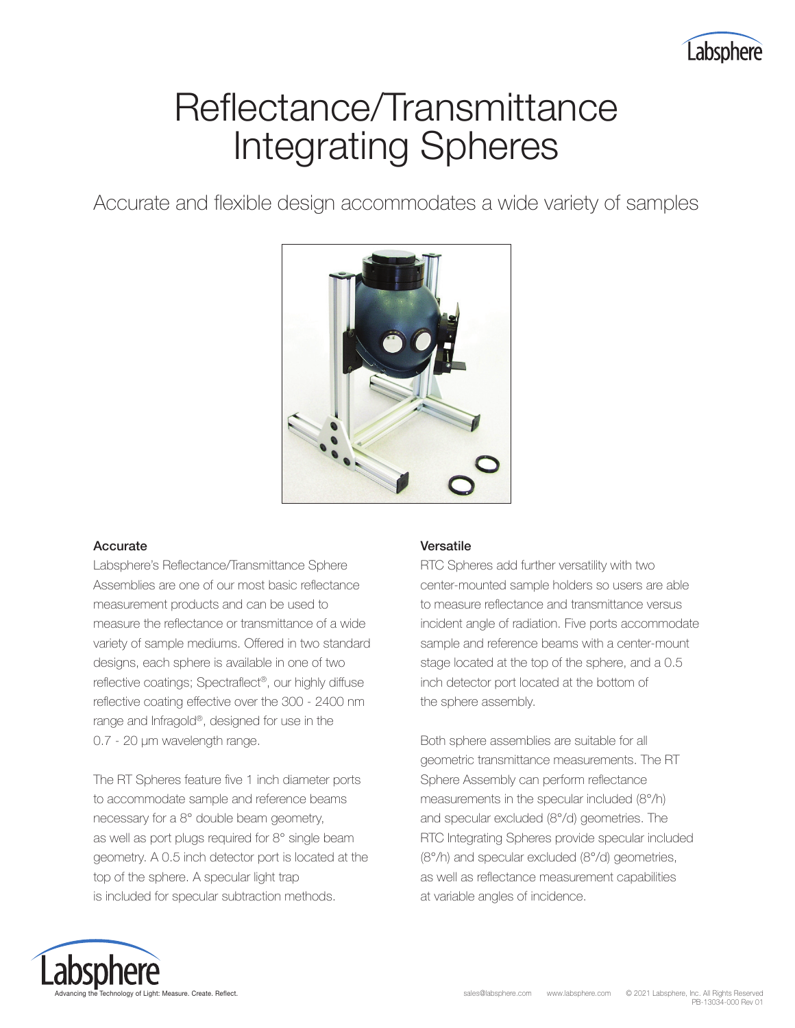# Reflectance/Transmittance Integrating Spheres

## Accurate and flexible design accommodates a wide variety of samples

### Accurate

Labsphere's Reflectance/Transmittance Sphere Assemblies are one of our most basic reflectance measurement products and can be used to measure the reflectance or transmittance of a wide variety of sample mediums. Offered in two standard designs, each sphere is available in one of two reflective coatings; Spectraflect®, our highly diffuse reflective coating effective over the 300 - 2400 nm range and Infragold®, designed for use in the 0.7 - 20 µm wavelength range.

The RT Spheres feature five 1 inch diameter ports to accommodate sample and reference beams necessary for a 8° double beam geometry, as well as port plugs required for 8° single beam geometry. A 0.5 inch detector port is located at the top of the sphere. A specular light trap is included for specular subtraction methods.

### Versatile

RTC Spheres add further versatility with two center-mounted sample holders so users are able to measure reflectance and transmittance versus incident angle of radiation. Five ports accommodate sample and reference beams with a center-mount stage located at the top of the sphere, and a 0.5 inch detector port located at the bottom of the sphere assembly.

Both sphere assemblies are suitable for all geometric transmittance measurements. The RT Sphere Assembly can perform reflectance measurements in the specular included (8°/h) and specular excluded (8°/d) geometries. The RTC Integrating Spheres provide specular included (8°/h) and specular excluded (8°/d) geometries, as well as reflectance measurement capabilities at variable angles of incidence.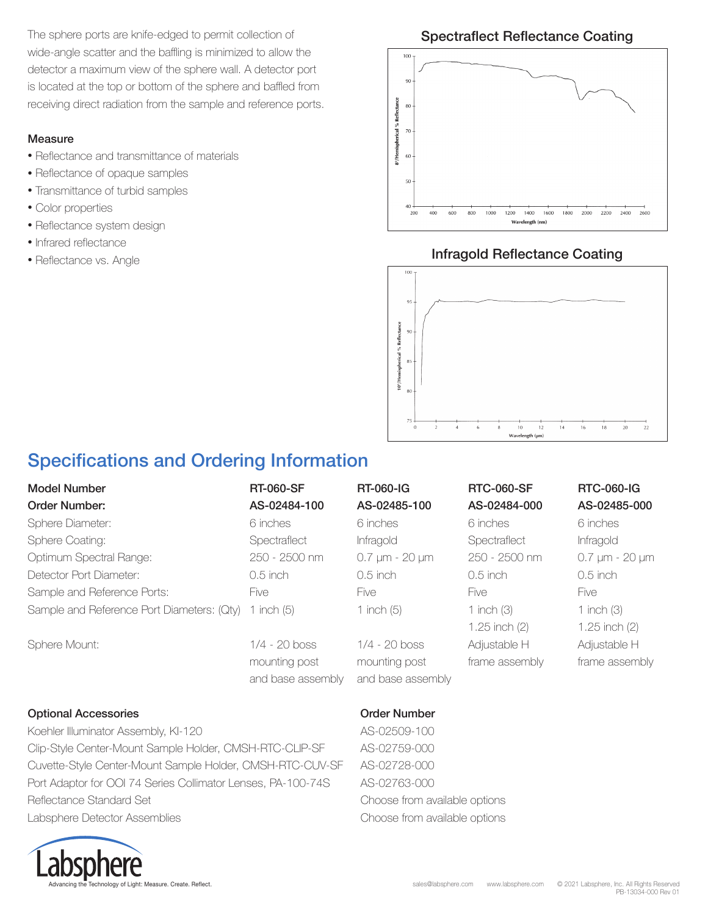The sphere ports are knife-edged to permit collection of wide-angle scatter and the baffling is minimized to allow the detector a maximum view of the sphere wall. A detector port is located at the top or bottom of the sphere and baffled from receiving direct radiation from the sample and reference ports.

### Measure

- Reflectance and transmittance of materials
- Reflectance of opaque samples
- Transmittance of turbid samples
- Color properties
- Reflectance system design
- Infrared reflectance
- Reflectance vs. Angle

### Spectraflect Reflectance Coating

### Infragold Reflectance Coating

## Specifications and Ordering Information

| Model Number | RT-060-SF | RT-060-IG | RTC-060-SF | RTC-060-IG |
|---|---|---|---|---|
| **Order Number:** | **AS-02484-100** | **AS-02485-100** | **AS-02484-000** | **AS-02485-000** |
| Sphere Diameter: | 6 inches | 6 inches | 6 inches | 6 inches |
| Sphere Coating: | Spectraflect | Infragold | Spectraflect | Infragold |
| Optimum Spectral Range: | 250 - 2500 nm | 0.7 µm - 20 µm | 250 - 2500 nm | 0.7 µm - 20 µm |
| Detector Port Diameter: | 0.5 inch | 0.5 inch | 0.5 inch | 0.5 inch |
| Sample and Reference Ports: | Five | Five | Five | Five |
| Sample and Reference Port Diameters: (Qty) | 1 inch (5) | 1 inch (5) | 1 inch (3)<br>1.25 inch (2) | 1 inch (3)<br>1.25 inch (2) |
| Sphere Mount: | 1/4 - 20 boss mounting post and base assembly | 1/4 - 20 boss mounting post and base assembly | Adjustable H frame assembly | Adjustable H frame assembly |

| Optional Accessories | Order Number |
|---|---|
| Koehler Illuminator Assembly, KI-120 | AS-02509-100 |
| Clip-Style Center-Mount Sample Holder, CMSH-RTC-CLIP-SF | AS-02759-000 |
| Cuvette-Style Center-Mount Sample Holder, CMSH-RTC-CUV-SF | AS-02728-000 |
| Port Adaptor for OOI 74 Series Collimator Lenses, PA-100-74S | AS-02763-000 |
| Reflectance Standard Set | Choose from available options |
| Labsphere Detector Assemblies | Choose from available options |

Labsphere
Advancing the Technology of Light: Measure. Create. Reflect.

sales@labsphere.com www.labsphere.com © 2021 Labsphere, Inc. All Rights Reserved
PB-13034-000 Rev 01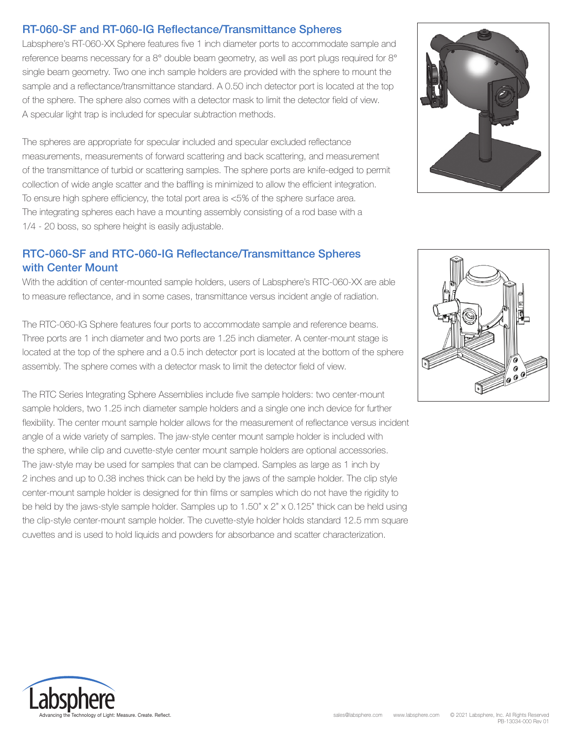## RT-060-SF and RT-060-IG Reflectance/Transmittance Spheres

Labsphere's RT-060-XX Sphere features five 1 inch diameter ports to accommodate sample and reference beams necessary for a 8° double beam geometry, as well as port plugs required for 8° single beam geometry. Two one inch sample holders are provided with the sphere to mount the sample and a reflectance/transmittance standard. A 0.50 inch detector port is located at the top of the sphere. The sphere also comes with a detector mask to limit the detector field of view. A specular light trap is included for specular subtraction methods.

The spheres are appropriate for specular included and specular excluded reflectance measurements, measurements of forward scattering and back scattering, and measurement of the transmittance of turbid or scattering samples. The sphere ports are knife-edged to permit collection of wide angle scatter and the baffling is minimized to allow the efficient integration. To ensure high sphere efficiency, the total port area is <5% of the sphere surface area. The integrating spheres each have a mounting assembly consisting of a rod base with a 1/4 - 20 boss, so sphere height is easily adjustable.

## RTC-060-SF and RTC-060-IG Reflectance/Transmittance Spheres with Center Mount

With the addition of center-mounted sample holders, users of Labsphere's RTC-060-XX are able to measure reflectance, and in some cases, transmittance versus incident angle of radiation.

The RTC-060-IG Sphere features four ports to accommodate sample and reference beams. Three ports are 1 inch diameter and two ports are 1.25 inch diameter. A center-mount stage is located at the top of the sphere and a 0.5 inch detector port is located at the bottom of the sphere assembly. The sphere comes with a detector mask to limit the detector field of view.

The RTC Series Integrating Sphere Assemblies include five sample holders: two center-mount sample holders, two 1.25 inch diameter sample holders and a single one inch device for further flexibility. The center mount sample holder allows for the measurement of reflectance versus incident angle of a wide variety of samples. The jaw-style center mount sample holder is included with the sphere, while clip and cuvette-style center mount sample holders are optional accessories. The jaw-style may be used for samples that can be clamped. Samples as large as 1 inch by 2 inches and up to 0.38 inches thick can be held by the jaws of the sample holder. The clip style center-mount sample holder is designed for thin films or samples which do not have the rigidity to be held by the jaws-style sample holder. Samples up to 1.50" x 2" x 0.125" thick can be held using the clip-style center-mount sample holder. The cuvette-style holder holds standard 12.5 mm square cuvettes and is used to hold liquids and powders for absorbance and scatter characterization.

Labsphere
Advancing the Technology of Light: Measure. Create. Reflect.

sales@labsphere.com www.labsphere.com © 2021 Labsphere, Inc. All Rights Reserved
PB-13034-000 Rev 01